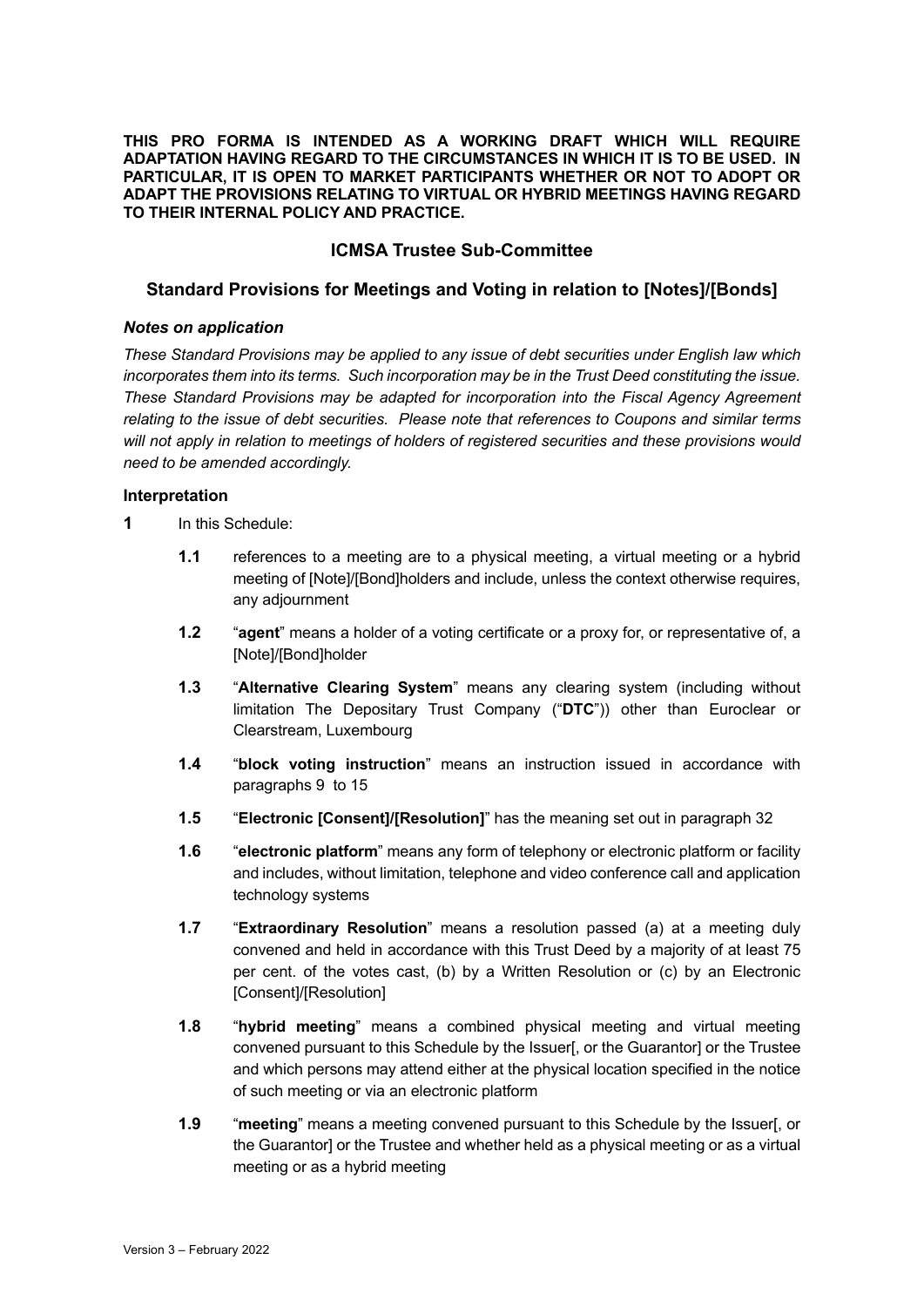**THIS PRO FORMA IS INTENDED AS A WORKING DRAFT WHICH WILL REQUIRE ADAPTATION HAVING REGARD TO THE CIRCUMSTANCES IN WHICH IT IS TO BE USED. IN PARTICULAR, IT IS OPEN TO MARKET PARTICIPANTS WHETHER OR NOT TO ADOPT OR ADAPT THE PROVISIONS RELATING TO VIRTUAL OR HYBRID MEETINGS HAVING REGARD TO THEIR INTERNAL POLICY AND PRACTICE.**

## ICMSA Trustee Sub-Committee

## Standard Provisions for Meetings and Voting in relation to [Notes]/[Bonds]

### *Notes on application*

*These Standard Provisions may be applied to any issue of debt securities under English law which incorporates them into its terms. Such incorporation may be in the Trust Deed constituting the issue. These Standard Provisions may be adapted for incorporation into the Fiscal Agency Agreement relating to the issue of debt securities. Please note that references to Coupons and similar terms will not apply in relation to meetings of holders of registered securities and these provisions would need to be amended accordingly.*

### Interpretation

**1** In this Schedule:

- **1.1** references to a meeting are to a physical meeting, a virtual meeting or a hybrid meeting of [Note]/[Bond]holders and include, unless the context otherwise requires, any adjournment
- **1.2** "**agent**" means a holder of a voting certificate or a proxy for, or representative of, a [Note]/[Bond]holder
- **1.3** "**Alternative Clearing System**" means any clearing system (including without limitation The Depositary Trust Company ("**DTC**")) other than Euroclear or Clearstream, Luxembourg
- **1.4** "**block voting instruction**" means an instruction issued in accordance with paragraphs 9 to 15
- **1.5** "**Electronic [Consent]/[Resolution]**" has the meaning set out in paragraph 32
- **1.6** "**electronic platform**" means any form of telephony or electronic platform or facility and includes, without limitation, telephone and video conference call and application technology systems
- **1.7** "**Extraordinary Resolution**" means a resolution passed (a) at a meeting duly convened and held in accordance with this Trust Deed by a majority of at least 75 per cent. of the votes cast, (b) by a Written Resolution or (c) by an Electronic [Consent]/[Resolution]
- **1.8** "**hybrid meeting**" means a combined physical meeting and virtual meeting convened pursuant to this Schedule by the Issuer[, or the Guarantor] or the Trustee and which persons may attend either at the physical location specified in the notice of such meeting or via an electronic platform
- **1.9** "**meeting**" means a meeting convened pursuant to this Schedule by the Issuer[, or the Guarantor] or the Trustee and whether held as a physical meeting or as a virtual meeting or as a hybrid meeting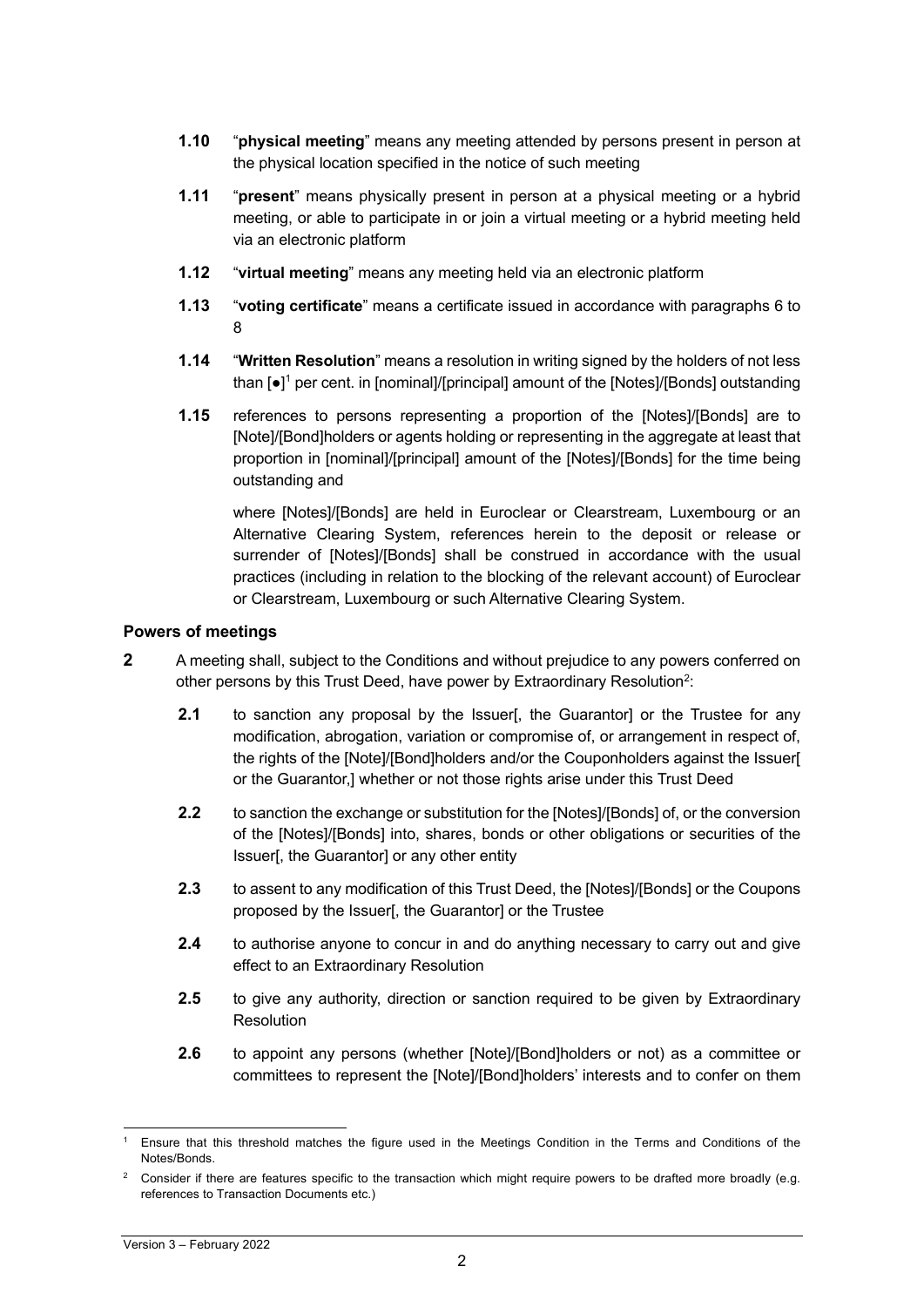**1.10** "**physical meeting**" means any meeting attended by persons present in person at the physical location specified in the notice of such meeting

**1.11** "**present**" means physically present in person at a physical meeting or a hybrid meeting, or able to participate in or join a virtual meeting or a hybrid meeting held via an electronic platform

**1.12** "**virtual meeting**" means any meeting held via an electronic platform

**1.13** "**voting certificate**" means a certificate issued in accordance with paragraphs 6 to 8

**1.14** "**Written Resolution**" means a resolution in writing signed by the holders of not less than [●][1] per cent. in [nominal]/[principal] amount of the [Notes]/[Bonds] outstanding

**1.15** references to persons representing a proportion of the [Notes]/[Bonds] are to [Note]/[Bond]holders or agents holding or representing in the aggregate at least that proportion in [nominal]/[principal] amount of the [Notes]/[Bonds] for the time being outstanding and

where [Notes]/[Bonds] are held in Euroclear or Clearstream, Luxembourg or an Alternative Clearing System, references herein to the deposit or release or surrender of [Notes]/[Bonds] shall be construed in accordance with the usual practices (including in relation to the blocking of the relevant account) of Euroclear or Clearstream, Luxembourg or such Alternative Clearing System.

### Powers of meetings

**2** A meeting shall, subject to the Conditions and without prejudice to any powers conferred on other persons by this Trust Deed, have power by Extraordinary Resolution[2]:

**2.1** to sanction any proposal by the Issuer[, the Guarantor] or the Trustee for any modification, abrogation, variation or compromise of, or arrangement in respect of, the rights of the [Note]/[Bond]holders and/or the Couponholders against the Issuer[ or the Guarantor,] whether or not those rights arise under this Trust Deed

**2.2** to sanction the exchange or substitution for the [Notes]/[Bonds] of, or the conversion of the [Notes]/[Bonds] into, shares, bonds or other obligations or securities of the Issuer[, the Guarantor] or any other entity

**2.3** to assent to any modification of this Trust Deed, the [Notes]/[Bonds] or the Coupons proposed by the Issuer[, the Guarantor] or the Trustee

**2.4** to authorise anyone to concur in and do anything necessary to carry out and give effect to an Extraordinary Resolution

**2.5** to give any authority, direction or sanction required to be given by Extraordinary Resolution

**2.6** to appoint any persons (whether [Note]/[Bond]holders or not) as a committee or committees to represent the [Note]/[Bond]holders' interests and to confer on them

---

[1] Ensure that this threshold matches the figure used in the Meetings Condition in the Terms and Conditions of the Notes/Bonds.

[2] Consider if there are features specific to the transaction which might require powers to be drafted more broadly (e.g. references to Transaction Documents etc.)

Version 3 – February 2022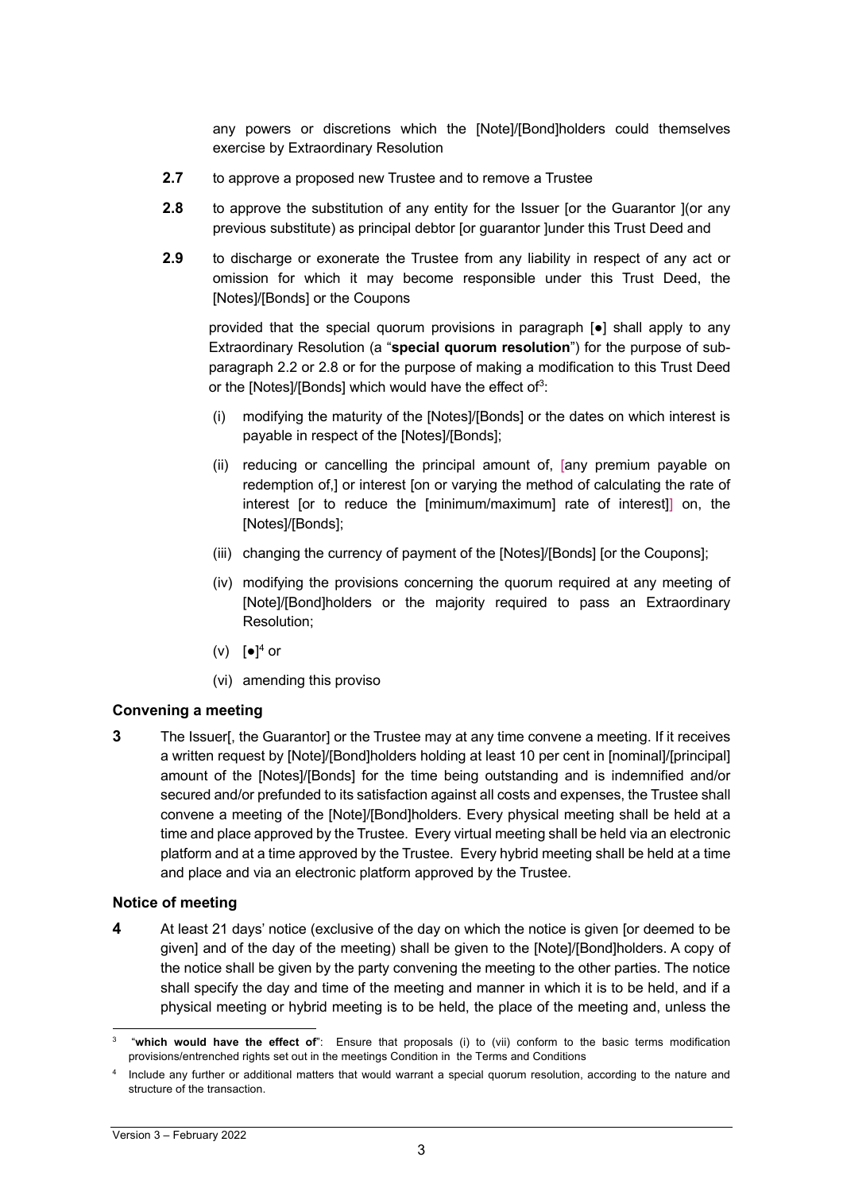any powers or discretions which the [Note]/[Bond]holders could themselves exercise by Extraordinary Resolution

**2.7** to approve a proposed new Trustee and to remove a Trustee

**2.8** to approve the substitution of any entity for the Issuer [or the Guarantor ](or any previous substitute) as principal debtor [or guarantor ]under this Trust Deed and

**2.9** to discharge or exonerate the Trustee from any liability in respect of any act or omission for which it may become responsible under this Trust Deed, the [Notes]/[Bonds] or the Coupons

provided that the special quorum provisions in paragraph [●] shall apply to any Extraordinary Resolution (a "**special quorum resolution**") for the purpose of sub-paragraph 2.2 or 2.8 or for the purpose of making a modification to this Trust Deed or the [Notes]/[Bonds] which would have the effect of[3]:

(i) modifying the maturity of the [Notes]/[Bonds] or the dates on which interest is payable in respect of the [Notes]/[Bonds];

(ii) reducing or cancelling the principal amount of, [any premium payable on redemption of,] or interest [on or varying the method of calculating the rate of interest [or to reduce the [minimum/maximum] rate of interest]] on, the [Notes]/[Bonds];

(iii) changing the currency of payment of the [Notes]/[Bonds] [or the Coupons];

(iv) modifying the provisions concerning the quorum required at any meeting of [Note]/[Bond]holders or the majority required to pass an Extraordinary Resolution;

(v) [●][4] or

(vi) amending this proviso

### Convening a meeting

**3** The Issuer[, the Guarantor] or the Trustee may at any time convene a meeting. If it receives a written request by [Note]/[Bond]holders holding at least 10 per cent in [nominal]/[principal] amount of the [Notes]/[Bonds] for the time being outstanding and is indemnified and/or secured and/or prefunded to its satisfaction against all costs and expenses, the Trustee shall convene a meeting of the [Note]/[Bond]holders. Every physical meeting shall be held at a time and place approved by the Trustee. Every virtual meeting shall be held via an electronic platform and at a time approved by the Trustee. Every hybrid meeting shall be held at a time and place and via an electronic platform approved by the Trustee.

### Notice of meeting

**4** At least 21 days' notice (exclusive of the day on which the notice is given [or deemed to be given] and of the day of the meeting) shall be given to the [Note]/[Bond]holders. A copy of the notice shall be given by the party convening the meeting to the other parties. The notice shall specify the day and time of the meeting and manner in which it is to be held, and if a physical meeting or hybrid meeting is to be held, the place of the meeting and, unless the

---

[3] "**which would have the effect of**": Ensure that proposals (i) to (vii) conform to the basic terms modification provisions/entrenched rights set out in the meetings Condition in the Terms and Conditions

[4] Include any further or additional matters that would warrant a special quorum resolution, according to the nature and structure of the transaction.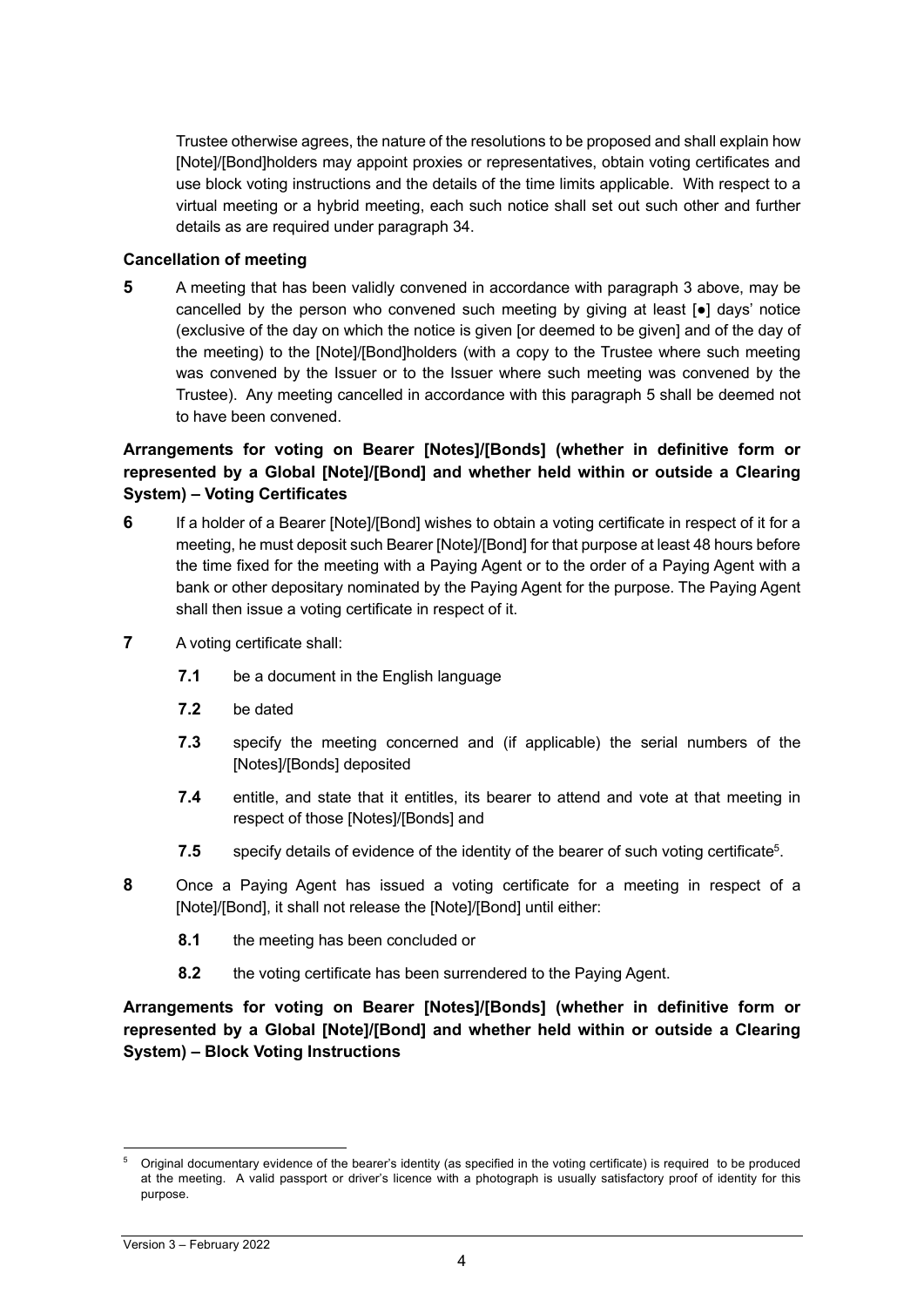Trustee otherwise agrees, the nature of the resolutions to be proposed and shall explain how [Note]/[Bond]holders may appoint proxies or representatives, obtain voting certificates and use block voting instructions and the details of the time limits applicable. With respect to a virtual meeting or a hybrid meeting, each such notice shall set out such other and further details as are required under paragraph 34.

**Cancellation of meeting**

**5** A meeting that has been validly convened in accordance with paragraph 3 above, may be cancelled by the person who convened such meeting by giving at least [●] days' notice (exclusive of the day on which the notice is given [or deemed to be given] and of the day of the meeting) to the [Note]/[Bond]holders (with a copy to the Trustee where such meeting was convened by the Issuer or to the Issuer where such meeting was convened by the Trustee). Any meeting cancelled in accordance with this paragraph 5 shall be deemed not to have been convened.

**Arrangements for voting on Bearer [Notes]/[Bonds] (whether in definitive form or represented by a Global [Note]/[Bond] and whether held within or outside a Clearing System) – Voting Certificates**

**6** If a holder of a Bearer [Note]/[Bond] wishes to obtain a voting certificate in respect of it for a meeting, he must deposit such Bearer [Note]/[Bond] for that purpose at least 48 hours before the time fixed for the meeting with a Paying Agent or to the order of a Paying Agent with a bank or other depositary nominated by the Paying Agent for the purpose. The Paying Agent shall then issue a voting certificate in respect of it.

**7** A voting certificate shall:

- **7.1** be a document in the English language
- **7.2** be dated
- **7.3** specify the meeting concerned and (if applicable) the serial numbers of the [Notes]/[Bonds] deposited
- **7.4** entitle, and state that it entitles, its bearer to attend and vote at that meeting in respect of those [Notes]/[Bonds] and
- **7.5** specify details of evidence of the identity of the bearer of such voting certificate[5].

**8** Once a Paying Agent has issued a voting certificate for a meeting in respect of a [Note]/[Bond], it shall not release the [Note]/[Bond] until either:

- **8.1** the meeting has been concluded or
- **8.2** the voting certificate has been surrendered to the Paying Agent.

**Arrangements for voting on Bearer [Notes]/[Bonds] (whether in definitive form or represented by a Global [Note]/[Bond] and whether held within or outside a Clearing System) – Block Voting Instructions**

---

[5] Original documentary evidence of the bearer's identity (as specified in the voting certificate) is required to be produced at the meeting. A valid passport or driver's licence with a photograph is usually satisfactory proof of identity for this purpose.

Version 3 – February 2022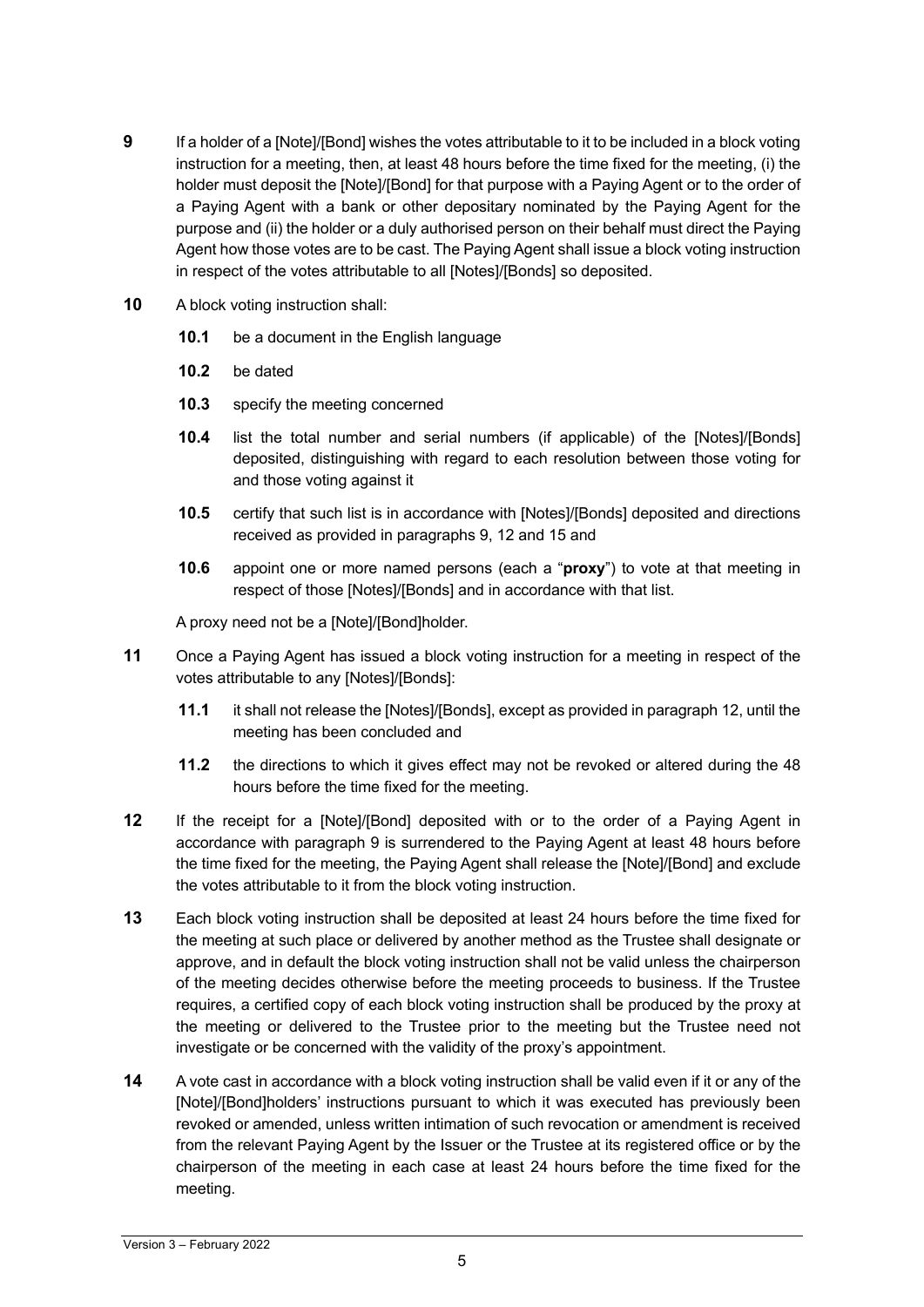**9** If a holder of a [Note]/[Bond] wishes the votes attributable to it to be included in a block voting instruction for a meeting, then, at least 48 hours before the time fixed for the meeting, (i) the holder must deposit the [Note]/[Bond] for that purpose with a Paying Agent or to the order of a Paying Agent with a bank or other depositary nominated by the Paying Agent for the purpose and (ii) the holder or a duly authorised person on their behalf must direct the Paying Agent how those votes are to be cast. The Paying Agent shall issue a block voting instruction in respect of the votes attributable to all [Notes]/[Bonds] so deposited.

**10** A block voting instruction shall:

**10.1** be a document in the English language

**10.2** be dated

**10.3** specify the meeting concerned

**10.4** list the total number and serial numbers (if applicable) of the [Notes]/[Bonds] deposited, distinguishing with regard to each resolution between those voting for and those voting against it

**10.5** certify that such list is in accordance with [Notes]/[Bonds] deposited and directions received as provided in paragraphs 9, 12 and 15 and

**10.6** appoint one or more named persons (each a "**proxy**") to vote at that meeting in respect of those [Notes]/[Bonds] and in accordance with that list.

A proxy need not be a [Note]/[Bond]holder.

**11** Once a Paying Agent has issued a block voting instruction for a meeting in respect of the votes attributable to any [Notes]/[Bonds]:

**11.1** it shall not release the [Notes]/[Bonds], except as provided in paragraph 12, until the meeting has been concluded and

**11.2** the directions to which it gives effect may not be revoked or altered during the 48 hours before the time fixed for the meeting.

**12** If the receipt for a [Note]/[Bond] deposited with or to the order of a Paying Agent in accordance with paragraph 9 is surrendered to the Paying Agent at least 48 hours before the time fixed for the meeting, the Paying Agent shall release the [Note]/[Bond] and exclude the votes attributable to it from the block voting instruction.

**13** Each block voting instruction shall be deposited at least 24 hours before the time fixed for the meeting at such place or delivered by another method as the Trustee shall designate or approve, and in default the block voting instruction shall not be valid unless the chairperson of the meeting decides otherwise before the meeting proceeds to business. If the Trustee requires, a certified copy of each block voting instruction shall be produced by the proxy at the meeting or delivered to the Trustee prior to the meeting but the Trustee need not investigate or be concerned with the validity of the proxy's appointment.

**14** A vote cast in accordance with a block voting instruction shall be valid even if it or any of the [Note]/[Bond]holders' instructions pursuant to which it was executed has previously been revoked or amended, unless written intimation of such revocation or amendment is received from the relevant Paying Agent by the Issuer or the Trustee at its registered office or by the chairperson of the meeting in each case at least 24 hours before the time fixed for the meeting.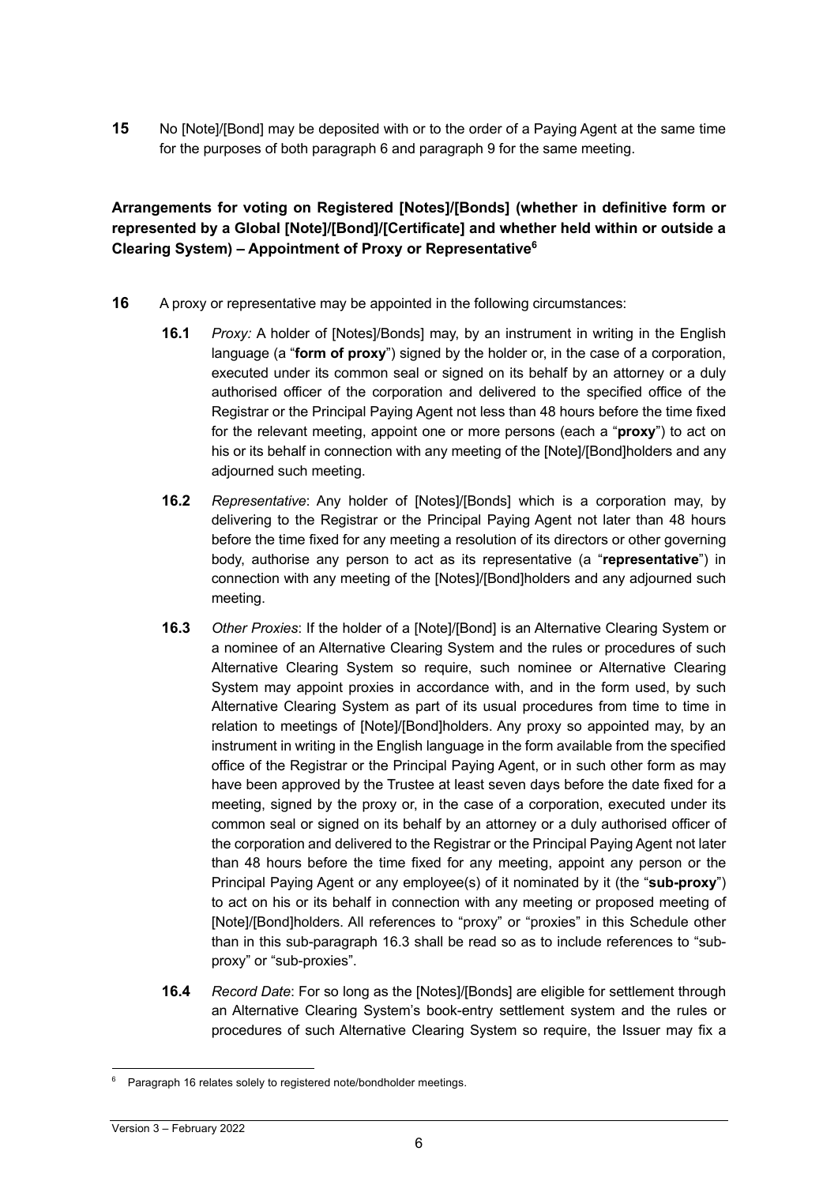**15** No [Note]/[Bond] may be deposited with or to the order of a Paying Agent at the same time for the purposes of both paragraph 6 and paragraph 9 for the same meeting.

**Arrangements for voting on Registered [Notes]/[Bonds] (whether in definitive form or represented by a Global [Note]/[Bond]/[Certificate] and whether held within or outside a Clearing System) – Appointment of Proxy or Representative**[6]

**16** A proxy or representative may be appointed in the following circumstances:

**16.1** *Proxy:* A holder of [Notes]/Bonds] may, by an instrument in writing in the English language (a "**form of proxy**") signed by the holder or, in the case of a corporation, executed under its common seal or signed on its behalf by an attorney or a duly authorised officer of the corporation and delivered to the specified office of the Registrar or the Principal Paying Agent not less than 48 hours before the time fixed for the relevant meeting, appoint one or more persons (each a "**proxy**") to act on his or its behalf in connection with any meeting of the [Note]/[Bond]holders and any adjourned such meeting.

**16.2** *Representative*: Any holder of [Notes]/[Bonds] which is a corporation may, by delivering to the Registrar or the Principal Paying Agent not later than 48 hours before the time fixed for any meeting a resolution of its directors or other governing body, authorise any person to act as its representative (a "**representative**") in connection with any meeting of the [Notes]/[Bond]holders and any adjourned such meeting.

**16.3** *Other Proxies*: If the holder of a [Note]/[Bond] is an Alternative Clearing System or a nominee of an Alternative Clearing System and the rules or procedures of such Alternative Clearing System so require, such nominee or Alternative Clearing System may appoint proxies in accordance with, and in the form used, by such Alternative Clearing System as part of its usual procedures from time to time in relation to meetings of [Note]/[Bond]holders. Any proxy so appointed may, by an instrument in writing in the English language in the form available from the specified office of the Registrar or the Principal Paying Agent, or in such other form as may have been approved by the Trustee at least seven days before the date fixed for a meeting, signed by the proxy or, in the case of a corporation, executed under its common seal or signed on its behalf by an attorney or a duly authorised officer of the corporation and delivered to the Registrar or the Principal Paying Agent not later than 48 hours before the time fixed for any meeting, appoint any person or the Principal Paying Agent or any employee(s) of it nominated by it (the "**sub-proxy**") to act on his or its behalf in connection with any meeting or proposed meeting of [Note]/[Bond]holders. All references to "proxy" or "proxies" in this Schedule other than in this sub-paragraph 16.3 shall be read so as to include references to "sub-proxy" or "sub-proxies".

**16.4** *Record Date*: For so long as the [Notes]/[Bonds] are eligible for settlement through an Alternative Clearing System's book-entry settlement system and the rules or procedures of such Alternative Clearing System so require, the Issuer may fix a

---

[6] Paragraph 16 relates solely to registered note/bondholder meetings.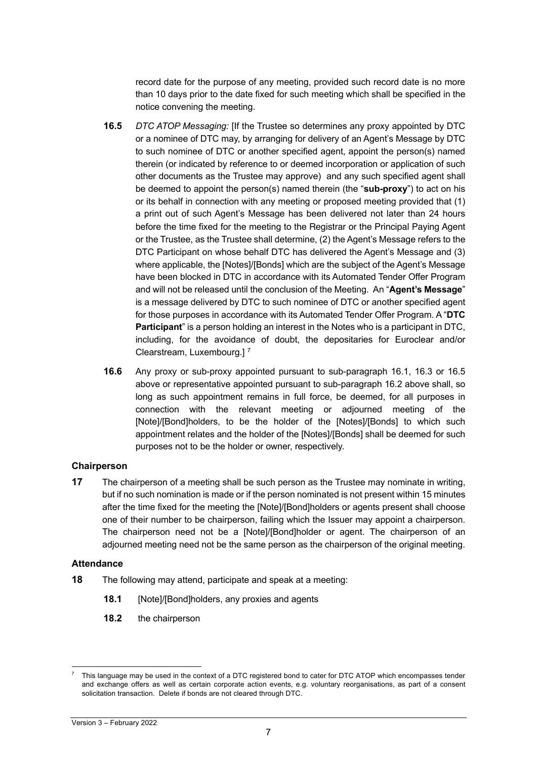record date for the purpose of any meeting, provided such record date is no more than 10 days prior to the date fixed for such meeting which shall be specified in the notice convening the meeting.

**16.5** *DTC ATOP Messaging:* [If the Trustee so determines any proxy appointed by DTC or a nominee of DTC may, by arranging for delivery of an Agent's Message by DTC to such nominee of DTC or another specified agent, appoint the person(s) named therein (or indicated by reference to or deemed incorporation or application of such other documents as the Trustee may approve) and any such specified agent shall be deemed to appoint the person(s) named therein (the "**sub-proxy**") to act on his or its behalf in connection with any meeting or proposed meeting provided that (1) a print out of such Agent's Message has been delivered not later than 24 hours before the time fixed for the meeting to the Registrar or the Principal Paying Agent or the Trustee, as the Trustee shall determine, (2) the Agent's Message refers to the DTC Participant on whose behalf DTC has delivered the Agent's Message and (3) where applicable, the [Notes]/[Bonds] which are the subject of the Agent's Message have been blocked in DTC in accordance with its Automated Tender Offer Program and will not be released until the conclusion of the Meeting. An "**Agent's Message**" is a message delivered by DTC to such nominee of DTC or another specified agent for those purposes in accordance with its Automated Tender Offer Program. A "**DTC Participant**" is a person holding an interest in the Notes who is a participant in DTC, including, for the avoidance of doubt, the depositaries for Euroclear and/or Clearstream, Luxembourg.] [7]

**16.6** Any proxy or sub-proxy appointed pursuant to sub-paragraph 16.1, 16.3 or 16.5 above or representative appointed pursuant to sub-paragraph 16.2 above shall, so long as such appointment remains in full force, be deemed, for all purposes in connection with the relevant meeting or adjourned meeting of the [Note]/[Bond]holders, to be the holder of the [Notes]/[Bonds] to which such appointment relates and the holder of the [Notes]/[Bonds] shall be deemed for such purposes not to be the holder or owner, respectively.

### Chairperson

**17** The chairperson of a meeting shall be such person as the Trustee may nominate in writing, but if no such nomination is made or if the person nominated is not present within 15 minutes after the time fixed for the meeting the [Note]/[Bond]holders or agents present shall choose one of their number to be chairperson, failing which the Issuer may appoint a chairperson. The chairperson need not be a [Note]/[Bond]holder or agent. The chairperson of an adjourned meeting need not be the same person as the chairperson of the original meeting.

### Attendance

**18** The following may attend, participate and speak at a meeting:

**18.1** [Note]/[Bond]holders, any proxies and agents

**18.2** the chairperson

---

[7] This language may be used in the context of a DTC registered bond to cater for DTC ATOP which encompasses tender and exchange offers as well as certain corporate action events, e.g. voluntary reorganisations, as part of a consent solicitation transaction. Delete if bonds are not cleared through DTC.

Version 3 – February 2022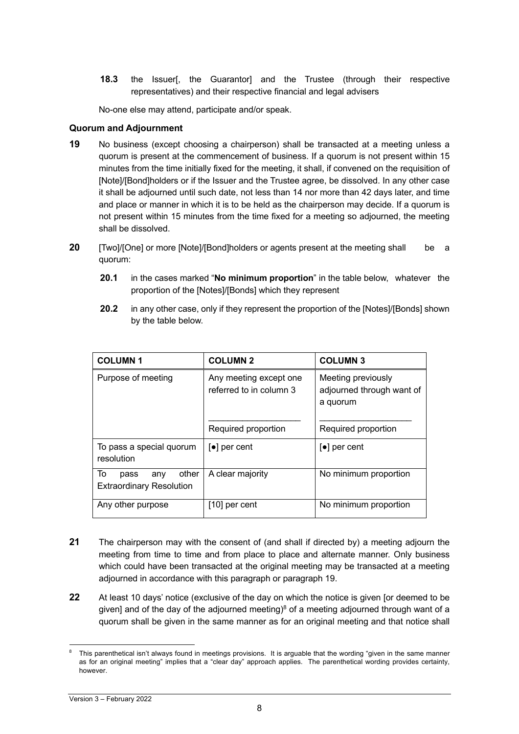**18.3** the Issuer[, the Guarantor] and the Trustee (through their respective representatives) and their respective financial and legal advisers

No-one else may attend, participate and/or speak.

### Quorum and Adjournment

**19** No business (except choosing a chairperson) shall be transacted at a meeting unless a quorum is present at the commencement of business. If a quorum is not present within 15 minutes from the time initially fixed for the meeting, it shall, if convened on the requisition of [Note]/[Bond]holders or if the Issuer and the Trustee agree, be dissolved. In any other case it shall be adjourned until such date, not less than 14 nor more than 42 days later, and time and place or manner in which it is to be held as the chairperson may decide. If a quorum is not present within 15 minutes from the time fixed for a meeting so adjourned, the meeting shall be dissolved.

**20** [Two]/[One] or more [Note]/[Bond]holders or agents present at the meeting shall be a quorum:

**20.1** in the cases marked "**No minimum proportion**" in the table below, whatever the proportion of the [Notes]/[Bonds] which they represent

**20.2** in any other case, only if they represent the proportion of the [Notes]/[Bonds] shown by the table below.

| **COLUMN 1** | **COLUMN 2** | **COLUMN 3** |
|---|---|---|
| Purpose of meeting | Any meeting except one referred to in column 3<br>Required proportion | Meeting previously adjourned through want of a quorum<br>Required proportion |
| To pass a special quorum resolution | [●] per cent | [●] per cent |
| To pass any other Extraordinary Resolution | A clear majority | No minimum proportion |
| Any other purpose | [10] per cent | No minimum proportion |

**21** The chairperson may with the consent of (and shall if directed by) a meeting adjourn the meeting from time to time and from place to place and alternate manner. Only business which could have been transacted at the original meeting may be transacted at a meeting adjourned in accordance with this paragraph or paragraph 19.

**22** At least 10 days' notice (exclusive of the day on which the notice is given [or deemed to be given] and of the day of the adjourned meeting)[8] of a meeting adjourned through want of a quorum shall be given in the same manner as for an original meeting and that notice shall

---

[8] This parenthetical isn't always found in meetings provisions. It is arguable that the wording "given in the same manner as for an original meeting" implies that a "clear day" approach applies. The parenthetical wording provides certainty, however.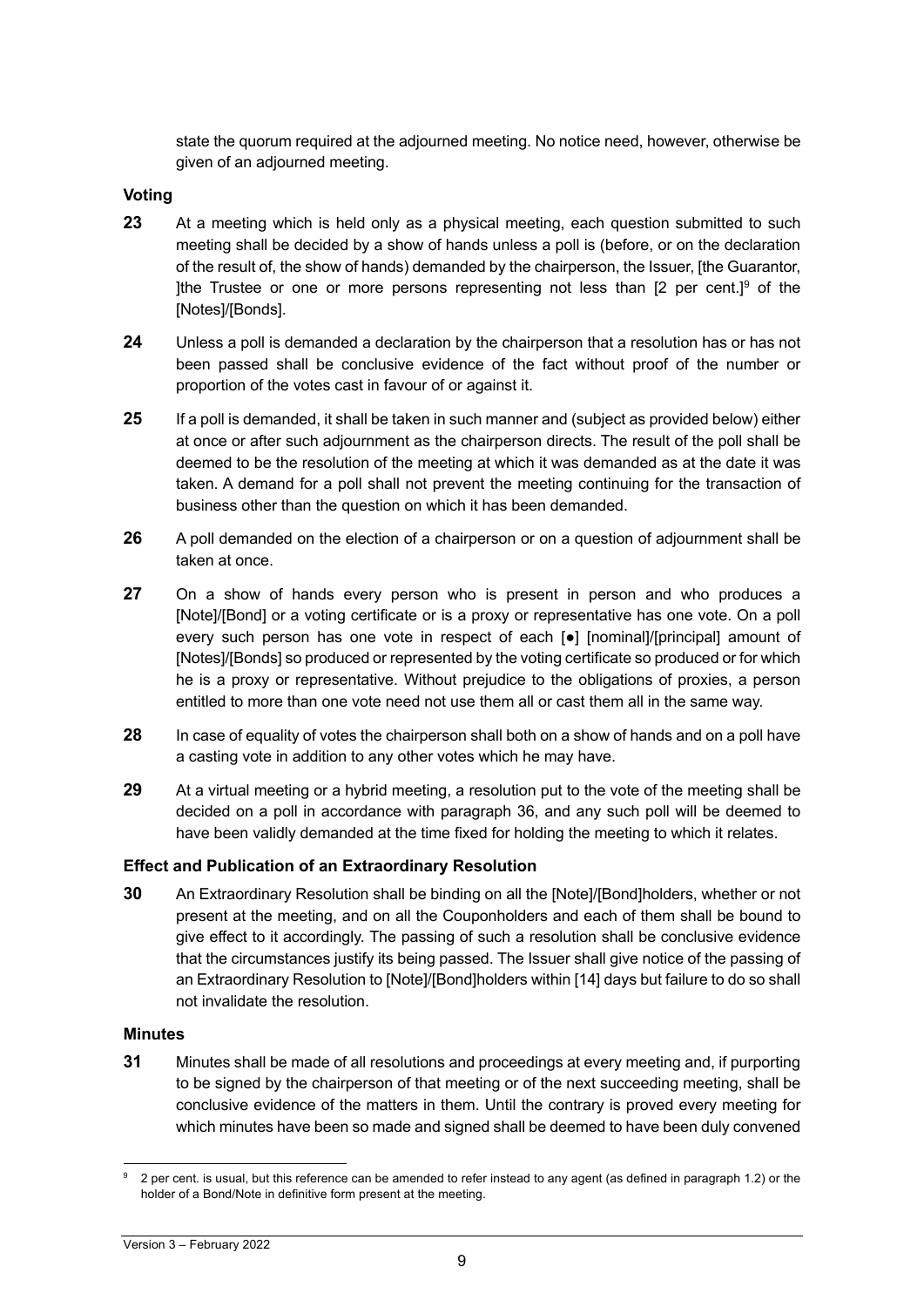state the quorum required at the adjourned meeting. No notice need, however, otherwise be given of an adjourned meeting.

### Voting

**23** At a meeting which is held only as a physical meeting, each question submitted to such meeting shall be decided by a show of hands unless a poll is (before, or on the declaration of the result of, the show of hands) demanded by the chairperson, the Issuer, [the Guarantor, ]the Trustee or one or more persons representing not less than [2 per cent.][9] of the [Notes]/[Bonds].

**24** Unless a poll is demanded a declaration by the chairperson that a resolution has or has not been passed shall be conclusive evidence of the fact without proof of the number or proportion of the votes cast in favour of or against it.

**25** If a poll is demanded, it shall be taken in such manner and (subject as provided below) either at once or after such adjournment as the chairperson directs. The result of the poll shall be deemed to be the resolution of the meeting at which it was demanded as at the date it was taken. A demand for a poll shall not prevent the meeting continuing for the transaction of business other than the question on which it has been demanded.

**26** A poll demanded on the election of a chairperson or on a question of adjournment shall be taken at once.

**27** On a show of hands every person who is present in person and who produces a [Note]/[Bond] or a voting certificate or is a proxy or representative has one vote. On a poll every such person has one vote in respect of each [●] [nominal]/[principal] amount of [Notes]/[Bonds] so produced or represented by the voting certificate so produced or for which he is a proxy or representative. Without prejudice to the obligations of proxies, a person entitled to more than one vote need not use them all or cast them all in the same way.

**28** In case of equality of votes the chairperson shall both on a show of hands and on a poll have a casting vote in addition to any other votes which he may have.

**29** At a virtual meeting or a hybrid meeting, a resolution put to the vote of the meeting shall be decided on a poll in accordance with paragraph 36, and any such poll will be deemed to have been validly demanded at the time fixed for holding the meeting to which it relates.

### Effect and Publication of an Extraordinary Resolution

**30** An Extraordinary Resolution shall be binding on all the [Note]/[Bond]holders, whether or not present at the meeting, and on all the Couponholders and each of them shall be bound to give effect to it accordingly. The passing of such a resolution shall be conclusive evidence that the circumstances justify its being passed. The Issuer shall give notice of the passing of an Extraordinary Resolution to [Note]/[Bond]holders within [14] days but failure to do so shall not invalidate the resolution.

### Minutes

**31** Minutes shall be made of all resolutions and proceedings at every meeting and, if purporting to be signed by the chairperson of that meeting or of the next succeeding meeting, shall be conclusive evidence of the matters in them. Until the contrary is proved every meeting for which minutes have been so made and signed shall be deemed to have been duly convened

---

[9] 2 per cent. is usual, but this reference can be amended to refer instead to any agent (as defined in paragraph 1.2) or the holder of a Bond/Note in definitive form present at the meeting.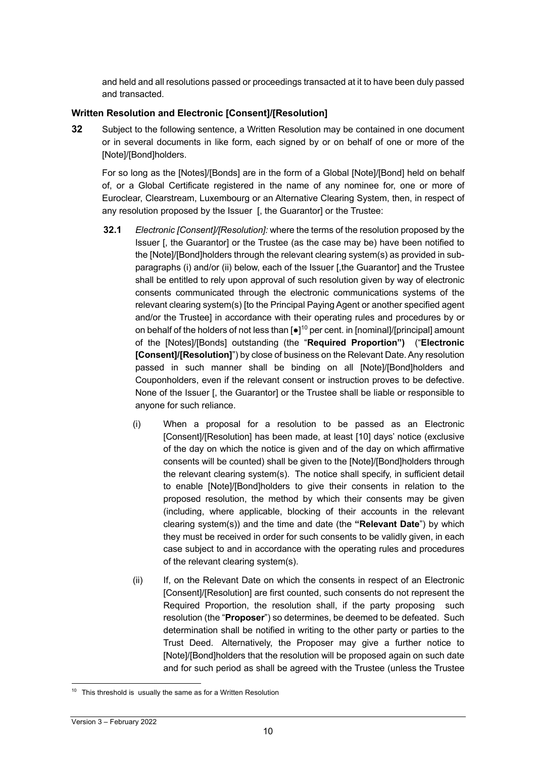and held and all resolutions passed or proceedings transacted at it to have been duly passed and transacted.

### Written Resolution and Electronic [Consent]/[Resolution]

**32** Subject to the following sentence, a Written Resolution may be contained in one document or in several documents in like form, each signed by or on behalf of one or more of the [Note]/[Bond]holders.

For so long as the [Notes]/[Bonds] are in the form of a Global [Note]/[Bond] held on behalf of, or a Global Certificate registered in the name of any nominee for, one or more of Euroclear, Clearstream, Luxembourg or an Alternative Clearing System, then, in respect of any resolution proposed by the Issuer [, the Guarantor] or the Trustee:

**32.1** *Electronic [Consent]/[Resolution]:* where the terms of the resolution proposed by the Issuer [, the Guarantor] or the Trustee (as the case may be) have been notified to the [Note]/[Bond]holders through the relevant clearing system(s) as provided in sub-paragraphs (i) and/or (ii) below, each of the Issuer [,the Guarantor] and the Trustee shall be entitled to rely upon approval of such resolution given by way of electronic consents communicated through the electronic communications systems of the relevant clearing system(s) [to the Principal Paying Agent or another specified agent and/or the Trustee] in accordance with their operating rules and procedures by or on behalf of the holders of not less than [●][10] per cent. in [nominal]/[principal] amount of the [Notes]/[Bonds] outstanding (the "**Required Proportion")** ("**Electronic [Consent]/[Resolution]**") by close of business on the Relevant Date. Any resolution passed in such manner shall be binding on all [Note]/[Bond]holders and Couponholders, even if the relevant consent or instruction proves to be defective. None of the Issuer [, the Guarantor] or the Trustee shall be liable or responsible to anyone for such reliance.

(i) When a proposal for a resolution to be passed as an Electronic [Consent]/[Resolution] has been made, at least [10] days' notice (exclusive of the day on which the notice is given and of the day on which affirmative consents will be counted) shall be given to the [Note]/[Bond]holders through the relevant clearing system(s). The notice shall specify, in sufficient detail to enable [Note]/[Bond]holders to give their consents in relation to the proposed resolution, the method by which their consents may be given (including, where applicable, blocking of their accounts in the relevant clearing system(s)) and the time and date (the **"Relevant Date**") by which they must be received in order for such consents to be validly given, in each case subject to and in accordance with the operating rules and procedures of the relevant clearing system(s).

(ii) If, on the Relevant Date on which the consents in respect of an Electronic [Consent]/[Resolution] are first counted, such consents do not represent the Required Proportion, the resolution shall, if the party proposing such resolution (the "**Proposer**") so determines, be deemed to be defeated. Such determination shall be notified in writing to the other party or parties to the Trust Deed. Alternatively, the Proposer may give a further notice to [Note]/[Bond]holders that the resolution will be proposed again on such date and for such period as shall be agreed with the Trustee (unless the Trustee

[10] This threshold is usually the same as for a Written Resolution

Version 3 – February 2022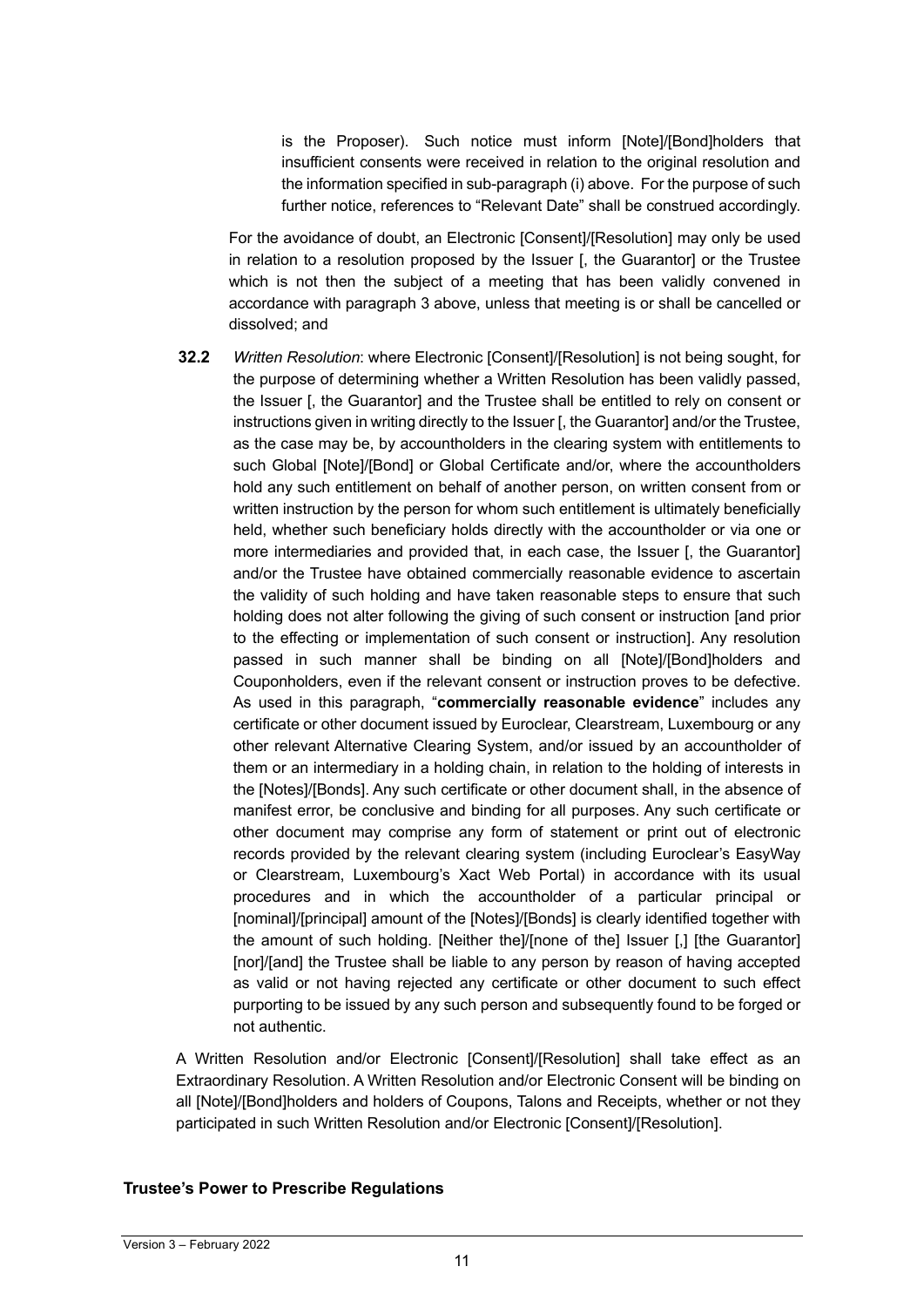is the Proposer). Such notice must inform [Note]/[Bond]holders that insufficient consents were received in relation to the original resolution and the information specified in sub-paragraph (i) above. For the purpose of such further notice, references to "Relevant Date" shall be construed accordingly.

For the avoidance of doubt, an Electronic [Consent]/[Resolution] may only be used in relation to a resolution proposed by the Issuer [, the Guarantor] or the Trustee which is not then the subject of a meeting that has been validly convened in accordance with paragraph 3 above, unless that meeting is or shall be cancelled or dissolved; and

**32.2** *Written Resolution*: where Electronic [Consent]/[Resolution] is not being sought, for the purpose of determining whether a Written Resolution has been validly passed, the Issuer [, the Guarantor] and the Trustee shall be entitled to rely on consent or instructions given in writing directly to the Issuer [, the Guarantor] and/or the Trustee, as the case may be, by accountholders in the clearing system with entitlements to such Global [Note]/[Bond] or Global Certificate and/or, where the accountholders hold any such entitlement on behalf of another person, on written consent from or written instruction by the person for whom such entitlement is ultimately beneficially held, whether such beneficiary holds directly with the accountholder or via one or more intermediaries and provided that, in each case, the Issuer [, the Guarantor] and/or the Trustee have obtained commercially reasonable evidence to ascertain the validity of such holding and have taken reasonable steps to ensure that such holding does not alter following the giving of such consent or instruction [and prior to the effecting or implementation of such consent or instruction]. Any resolution passed in such manner shall be binding on all [Note]/[Bond]holders and Couponholders, even if the relevant consent or instruction proves to be defective. As used in this paragraph, "**commercially reasonable evidence**" includes any certificate or other document issued by Euroclear, Clearstream, Luxembourg or any other relevant Alternative Clearing System, and/or issued by an accountholder of them or an intermediary in a holding chain, in relation to the holding of interests in the [Notes]/[Bonds]. Any such certificate or other document shall, in the absence of manifest error, be conclusive and binding for all purposes. Any such certificate or other document may comprise any form of statement or print out of electronic records provided by the relevant clearing system (including Euroclear's EasyWay or Clearstream, Luxembourg's Xact Web Portal) in accordance with its usual procedures and in which the accountholder of a particular principal or [nominal]/[principal] amount of the [Notes]/[Bonds] is clearly identified together with the amount of such holding. [Neither the]/[none of the] Issuer [,] [the Guarantor] [nor]/[and] the Trustee shall be liable to any person by reason of having accepted as valid or not having rejected any certificate or other document to such effect purporting to be issued by any such person and subsequently found to be forged or not authentic.

A Written Resolution and/or Electronic [Consent]/[Resolution] shall take effect as an Extraordinary Resolution. A Written Resolution and/or Electronic Consent will be binding on all [Note]/[Bond]holders and holders of Coupons, Talons and Receipts, whether or not they participated in such Written Resolution and/or Electronic [Consent]/[Resolution].

**Trustee's Power to Prescribe Regulations**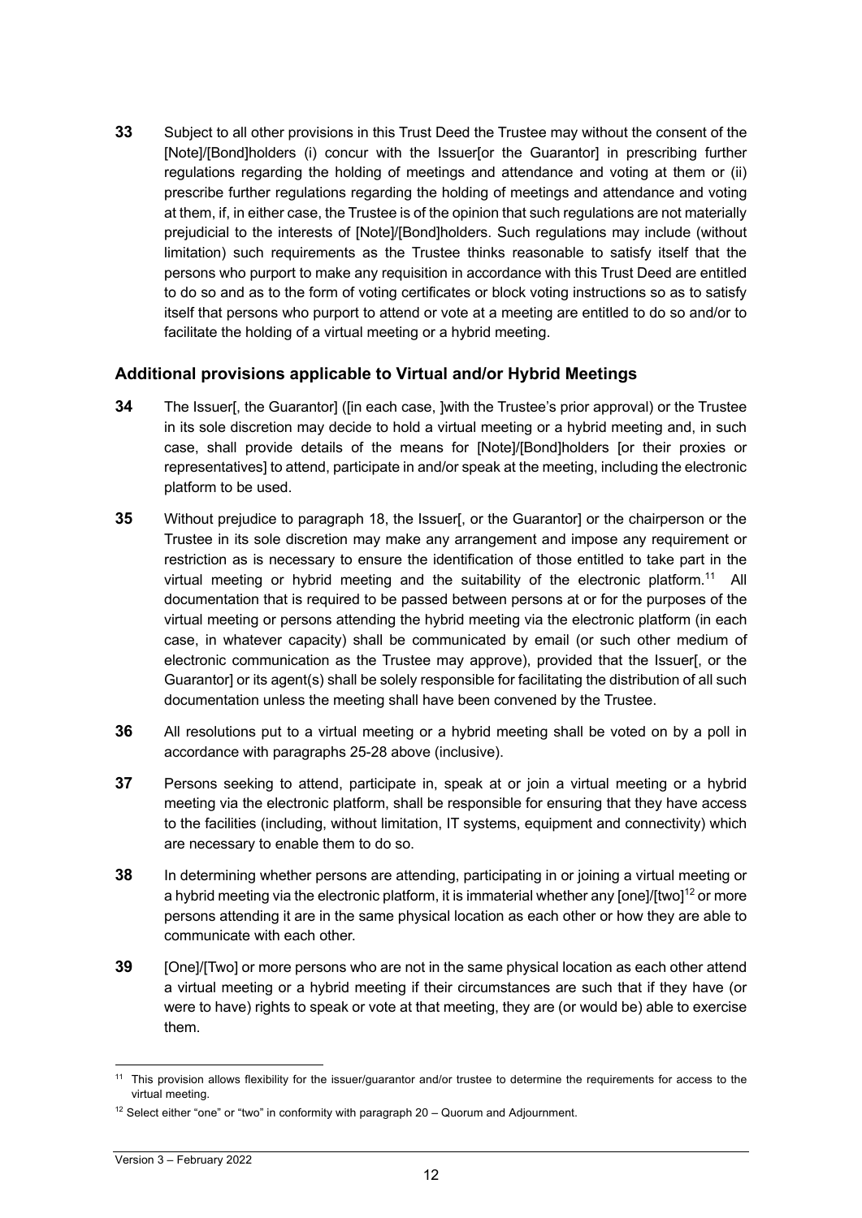**33** Subject to all other provisions in this Trust Deed the Trustee may without the consent of the [Note]/[Bond]holders (i) concur with the Issuer[or the Guarantor] in prescribing further regulations regarding the holding of meetings and attendance and voting at them or (ii) prescribe further regulations regarding the holding of meetings and attendance and voting at them, if, in either case, the Trustee is of the opinion that such regulations are not materially prejudicial to the interests of [Note]/[Bond]holders. Such regulations may include (without limitation) such requirements as the Trustee thinks reasonable to satisfy itself that the persons who purport to make any requisition in accordance with this Trust Deed are entitled to do so and as to the form of voting certificates or block voting instructions so as to satisfy itself that persons who purport to attend or vote at a meeting are entitled to do so and/or to facilitate the holding of a virtual meeting or a hybrid meeting.

## Additional provisions applicable to Virtual and/or Hybrid Meetings

**34** The Issuer[, the Guarantor] ([in each case, ]with the Trustee's prior approval) or the Trustee in its sole discretion may decide to hold a virtual meeting or a hybrid meeting and, in such case, shall provide details of the means for [Note]/[Bond]holders [or their proxies or representatives] to attend, participate in and/or speak at the meeting, including the electronic platform to be used.

**35** Without prejudice to paragraph 18, the Issuer[, or the Guarantor] or the chairperson or the Trustee in its sole discretion may make any arrangement and impose any requirement or restriction as is necessary to ensure the identification of those entitled to take part in the virtual meeting or hybrid meeting and the suitability of the electronic platform.[11] All documentation that is required to be passed between persons at or for the purposes of the virtual meeting or persons attending the hybrid meeting via the electronic platform (in each case, in whatever capacity) shall be communicated by email (or such other medium of electronic communication as the Trustee may approve), provided that the Issuer[, or the Guarantor] or its agent(s) shall be solely responsible for facilitating the distribution of all such documentation unless the meeting shall have been convened by the Trustee.

**36** All resolutions put to a virtual meeting or a hybrid meeting shall be voted on by a poll in accordance with paragraphs 25-28 above (inclusive).

**37** Persons seeking to attend, participate in, speak at or join a virtual meeting or a hybrid meeting via the electronic platform, shall be responsible for ensuring that they have access to the facilities (including, without limitation, IT systems, equipment and connectivity) which are necessary to enable them to do so.

**38** In determining whether persons are attending, participating in or joining a virtual meeting or a hybrid meeting via the electronic platform, it is immaterial whether any [one]/[two][12] or more persons attending it are in the same physical location as each other or how they are able to communicate with each other.

**39** [One]/[Two] or more persons who are not in the same physical location as each other attend a virtual meeting or a hybrid meeting if their circumstances are such that if they have (or were to have) rights to speak or vote at that meeting, they are (or would be) able to exercise them.

---

[11] This provision allows flexibility for the issuer/guarantor and/or trustee to determine the requirements for access to the virtual meeting.

[12] Select either "one" or "two" in conformity with paragraph 20 – Quorum and Adjournment.

Version 3 – February 2022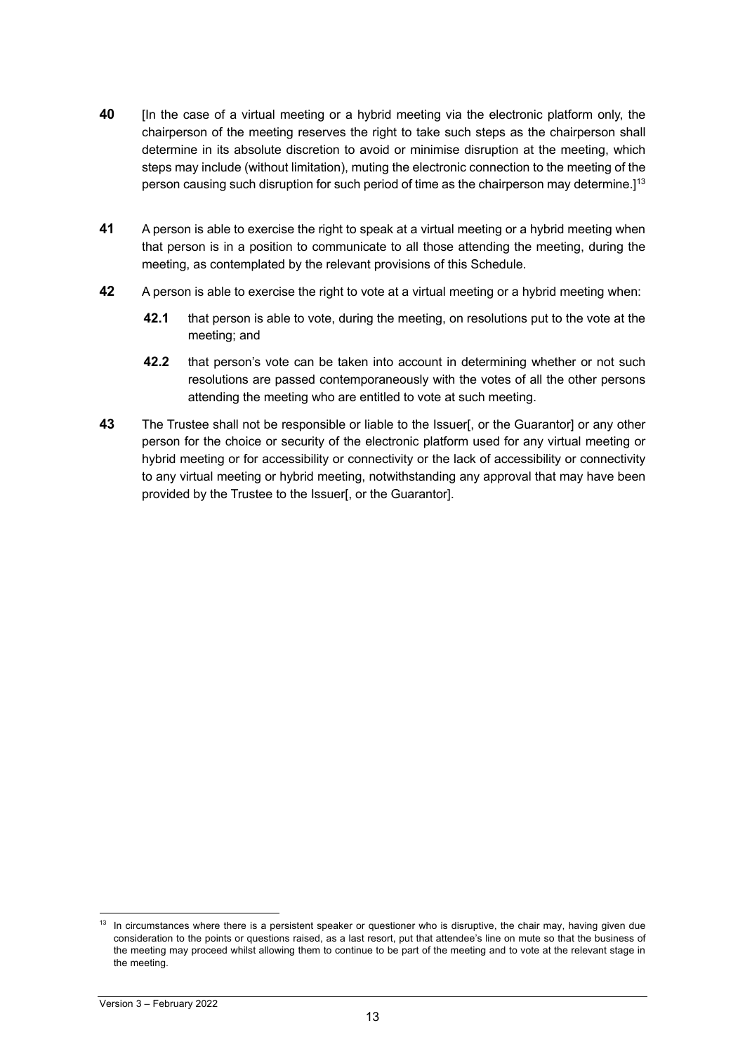**40** [In the case of a virtual meeting or a hybrid meeting via the electronic platform only, the chairperson of the meeting reserves the right to take such steps as the chairperson shall determine in its absolute discretion to avoid or minimise disruption at the meeting, which steps may include (without limitation), muting the electronic connection to the meeting of the person causing such disruption for such period of time as the chairperson may determine.][13]

**41** A person is able to exercise the right to speak at a virtual meeting or a hybrid meeting when that person is in a position to communicate to all those attending the meeting, during the meeting, as contemplated by the relevant provisions of this Schedule.

**42** A person is able to exercise the right to vote at a virtual meeting or a hybrid meeting when:

**42.1** that person is able to vote, during the meeting, on resolutions put to the vote at the meeting; and

**42.2** that person's vote can be taken into account in determining whether or not such resolutions are passed contemporaneously with the votes of all the other persons attending the meeting who are entitled to vote at such meeting.

**43** The Trustee shall not be responsible or liable to the Issuer[, or the Guarantor] or any other person for the choice or security of the electronic platform used for any virtual meeting or hybrid meeting or for accessibility or connectivity or the lack of accessibility or connectivity to any virtual meeting or hybrid meeting, notwithstanding any approval that may have been provided by the Trustee to the Issuer[, or the Guarantor].

---

[13] In circumstances where there is a persistent speaker or questioner who is disruptive, the chair may, having given due consideration to the points or questions raised, as a last resort, put that attendee's line on mute so that the business of the meeting may proceed whilst allowing them to continue to be part of the meeting and to vote at the relevant stage in the meeting.

Version 3 – February 2022